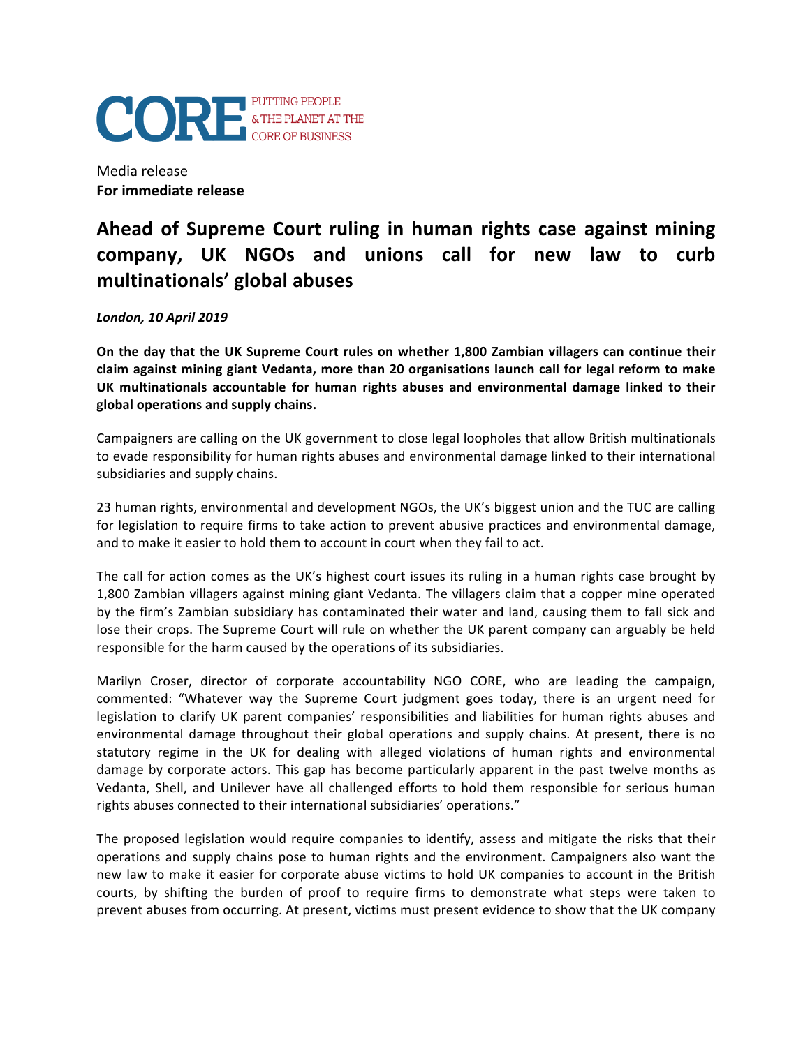CORE PUTTING PEOPLE & THE PLANET AT THE CORE OF BUSINESS

Media release
**For immediate release**

# Ahead of Supreme Court ruling in human rights case against mining company, UK NGOs and unions call for new law to curb multinationals' global abuses

***London, 10 April 2019***

**On the day that the UK Supreme Court rules on whether 1,800 Zambian villagers can continue their claim against mining giant Vedanta, more than 20 organisations launch call for legal reform to make UK multinationals accountable for human rights abuses and environmental damage linked to their global operations and supply chains.**

Campaigners are calling on the UK government to close legal loopholes that allow British multinationals to evade responsibility for human rights abuses and environmental damage linked to their international subsidiaries and supply chains.

23 human rights, environmental and development NGOs, the UK's biggest union and the TUC are calling for legislation to require firms to take action to prevent abusive practices and environmental damage, and to make it easier to hold them to account in court when they fail to act.

The call for action comes as the UK's highest court issues its ruling in a human rights case brought by 1,800 Zambian villagers against mining giant Vedanta. The villagers claim that a copper mine operated by the firm's Zambian subsidiary has contaminated their water and land, causing them to fall sick and lose their crops. The Supreme Court will rule on whether the UK parent company can arguably be held responsible for the harm caused by the operations of its subsidiaries.

Marilyn Croser, director of corporate accountability NGO CORE, who are leading the campaign, commented: "Whatever way the Supreme Court judgment goes today, there is an urgent need for legislation to clarify UK parent companies' responsibilities and liabilities for human rights abuses and environmental damage throughout their global operations and supply chains. At present, there is no statutory regime in the UK for dealing with alleged violations of human rights and environmental damage by corporate actors. This gap has become particularly apparent in the past twelve months as Vedanta, Shell, and Unilever have all challenged efforts to hold them responsible for serious human rights abuses connected to their international subsidiaries' operations."

The proposed legislation would require companies to identify, assess and mitigate the risks that their operations and supply chains pose to human rights and the environment. Campaigners also want the new law to make it easier for corporate abuse victims to hold UK companies to account in the British courts, by shifting the burden of proof to require firms to demonstrate what steps were taken to prevent abuses from occurring. At present, victims must present evidence to show that the UK company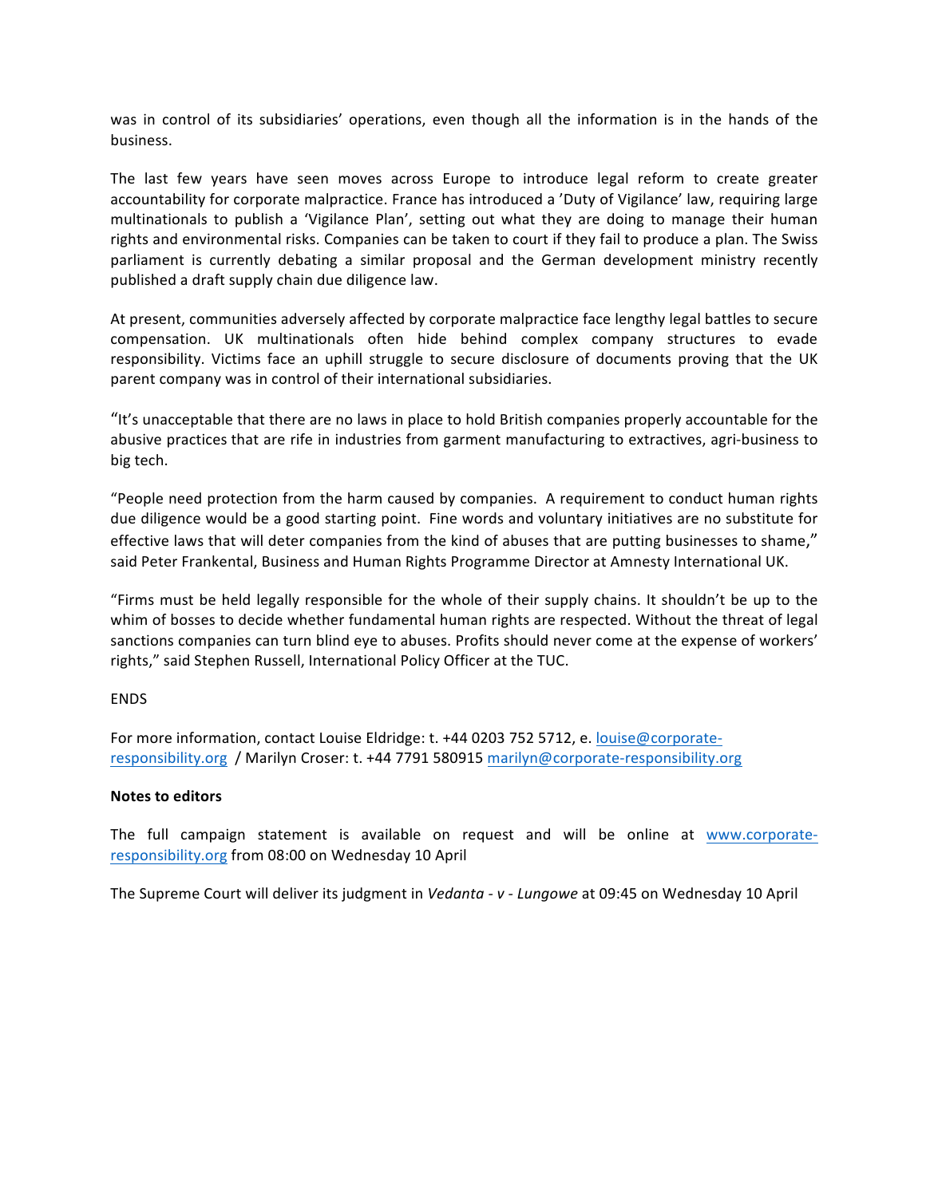was in control of its subsidiaries' operations, even though all the information is in the hands of the business.

The last few years have seen moves across Europe to introduce legal reform to create greater accountability for corporate malpractice. France has introduced a 'Duty of Vigilance' law, requiring large multinationals to publish a 'Vigilance Plan', setting out what they are doing to manage their human rights and environmental risks. Companies can be taken to court if they fail to produce a plan. The Swiss parliament is currently debating a similar proposal and the German development ministry recently published a draft supply chain due diligence law.

At present, communities adversely affected by corporate malpractice face lengthy legal battles to secure compensation. UK multinationals often hide behind complex company structures to evade responsibility. Victims face an uphill struggle to secure disclosure of documents proving that the UK parent company was in control of their international subsidiaries.

"It's unacceptable that there are no laws in place to hold British companies properly accountable for the abusive practices that are rife in industries from garment manufacturing to extractives, agri-business to big tech.

"People need protection from the harm caused by companies. A requirement to conduct human rights due diligence would be a good starting point. Fine words and voluntary initiatives are no substitute for effective laws that will deter companies from the kind of abuses that are putting businesses to shame," said Peter Frankental, Business and Human Rights Programme Director at Amnesty International UK.

"Firms must be held legally responsible for the whole of their supply chains. It shouldn't be up to the whim of bosses to decide whether fundamental human rights are respected. Without the threat of legal sanctions companies can turn blind eye to abuses. Profits should never come at the expense of workers' rights," said Stephen Russell, International Policy Officer at the TUC.

ENDS

For more information, contact Louise Eldridge: t. +44 0203 752 5712, e. louise@corporate-responsibility.org / Marilyn Croser: t. +44 7791 580915 marilyn@corporate-responsibility.org

**Notes to editors**

The full campaign statement is available on request and will be online at www.corporate-responsibility.org from 08:00 on Wednesday 10 April

The Supreme Court will deliver its judgment in *Vedanta - v - Lungowe* at 09:45 on Wednesday 10 April